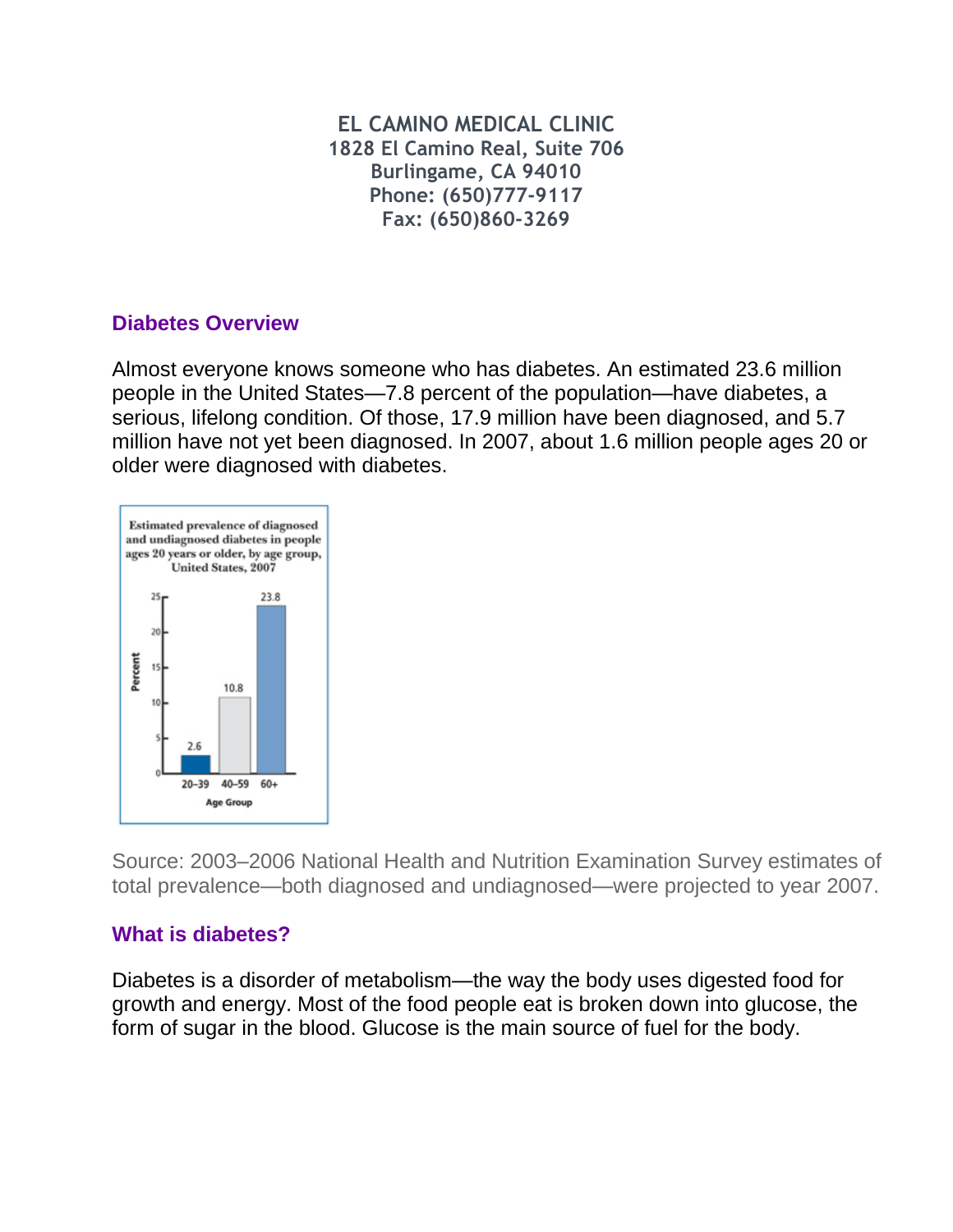**EL CAMINO MEDICAL CLINIC**
**1828 El Camino Real, Suite 706**
**Burlingame, CA 94010**
**Phone: (650)777-9117**
**Fax: (650)860-3269**

## Diabetes Overview

Almost everyone knows someone who has diabetes. An estimated 23.6 million people in the United States—7.8 percent of the population—have diabetes, a serious, lifelong condition. Of those, 17.9 million have been diagnosed, and 5.7 million have not yet been diagnosed. In 2007, about 1.6 million people ages 20 or older were diagnosed with diabetes.

Estimated prevalence of diagnosed and undiagnosed diabetes in people ages 20 years or older, by age group, United States, 2007

Percent

0
5
10
15
20
25

2.6
10.8
23.8

20–39
40–59
60+

Age Group

Source: 2003–2006 National Health and Nutrition Examination Survey estimates of total prevalence—both diagnosed and undiagnosed—were projected to year 2007.

## What is diabetes?

Diabetes is a disorder of metabolism—the way the body uses digested food for growth and energy. Most of the food people eat is broken down into glucose, the form of sugar in the blood. Glucose is the main source of fuel for the body.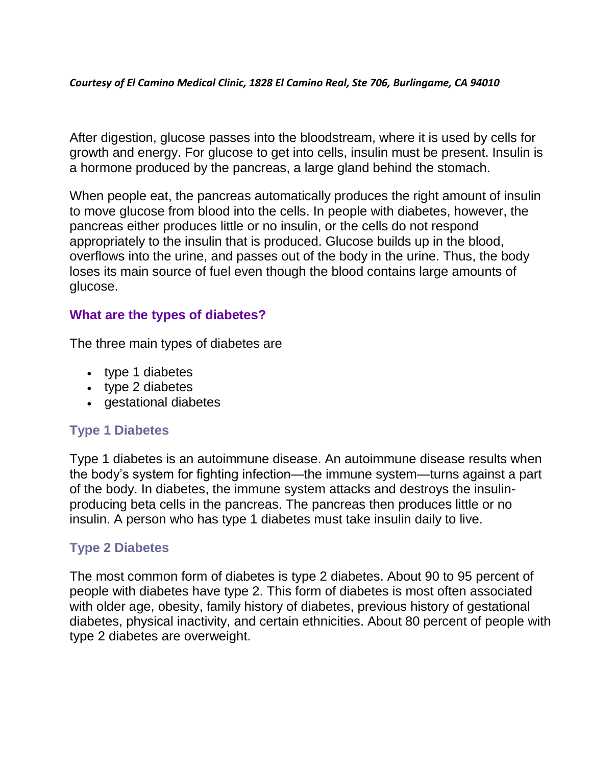*Courtesy of El Camino Medical Clinic, 1828 El Camino Real, Ste 706, Burlingame, CA 94010*

After digestion, glucose passes into the bloodstream, where it is used by cells for growth and energy. For glucose to get into cells, insulin must be present. Insulin is a hormone produced by the pancreas, a large gland behind the stomach.

When people eat, the pancreas automatically produces the right amount of insulin to move glucose from blood into the cells. In people with diabetes, however, the pancreas either produces little or no insulin, or the cells do not respond appropriately to the insulin that is produced. Glucose builds up in the blood, overflows into the urine, and passes out of the body in the urine. Thus, the body loses its main source of fuel even though the blood contains large amounts of glucose.

## What are the types of diabetes?

The three main types of diabetes are

- type 1 diabetes
- type 2 diabetes
- gestational diabetes

### Type 1 Diabetes

Type 1 diabetes is an autoimmune disease. An autoimmune disease results when the body's system for fighting infection—the immune system—turns against a part of the body. In diabetes, the immune system attacks and destroys the insulin-producing beta cells in the pancreas. The pancreas then produces little or no insulin. A person who has type 1 diabetes must take insulin daily to live.

### Type 2 Diabetes

The most common form of diabetes is type 2 diabetes. About 90 to 95 percent of people with diabetes have type 2. This form of diabetes is most often associated with older age, obesity, family history of diabetes, previous history of gestational diabetes, physical inactivity, and certain ethnicities. About 80 percent of people with type 2 diabetes are overweight.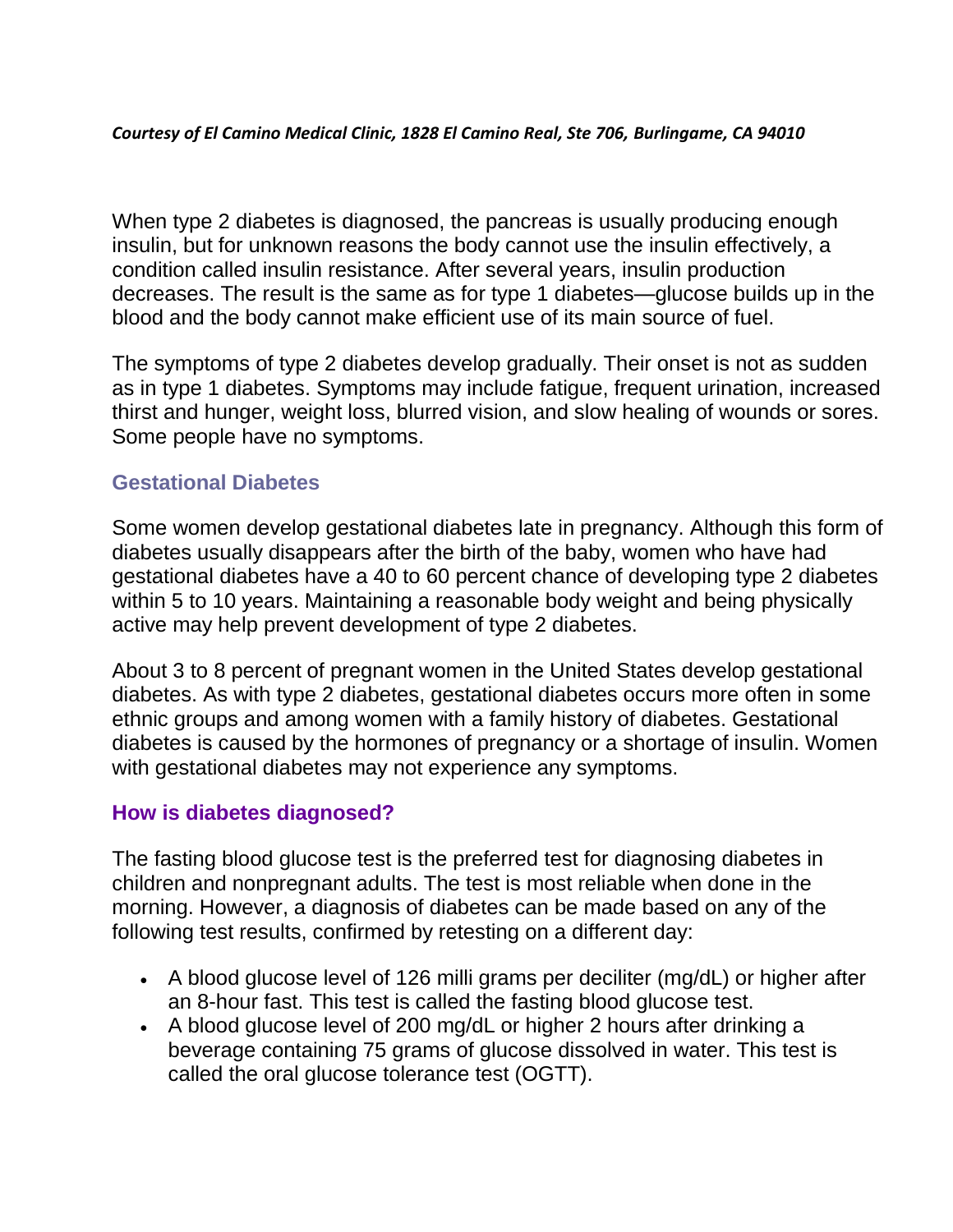*Courtesy of El Camino Medical Clinic, 1828 El Camino Real, Ste 706, Burlingame, CA 94010*

When type 2 diabetes is diagnosed, the pancreas is usually producing enough insulin, but for unknown reasons the body cannot use the insulin effectively, a condition called insulin resistance. After several years, insulin production decreases. The result is the same as for type 1 diabetes—glucose builds up in the blood and the body cannot make efficient use of its main source of fuel.

The symptoms of type 2 diabetes develop gradually. Their onset is not as sudden as in type 1 diabetes. Symptoms may include fatigue, frequent urination, increased thirst and hunger, weight loss, blurred vision, and slow healing of wounds or sores. Some people have no symptoms.

### Gestational Diabetes

Some women develop gestational diabetes late in pregnancy. Although this form of diabetes usually disappears after the birth of the baby, women who have had gestational diabetes have a 40 to 60 percent chance of developing type 2 diabetes within 5 to 10 years. Maintaining a reasonable body weight and being physically active may help prevent development of type 2 diabetes.

About 3 to 8 percent of pregnant women in the United States develop gestational diabetes. As with type 2 diabetes, gestational diabetes occurs more often in some ethnic groups and among women with a family history of diabetes. Gestational diabetes is caused by the hormones of pregnancy or a shortage of insulin. Women with gestational diabetes may not experience any symptoms.

### How is diabetes diagnosed?

The fasting blood glucose test is the preferred test for diagnosing diabetes in children and nonpregnant adults. The test is most reliable when done in the morning. However, a diagnosis of diabetes can be made based on any of the following test results, confirmed by retesting on a different day:

- A blood glucose level of 126 milli grams per deciliter (mg/dL) or higher after an 8-hour fast. This test is called the fasting blood glucose test.
- A blood glucose level of 200 mg/dL or higher 2 hours after drinking a beverage containing 75 grams of glucose dissolved in water. This test is called the oral glucose tolerance test (OGTT).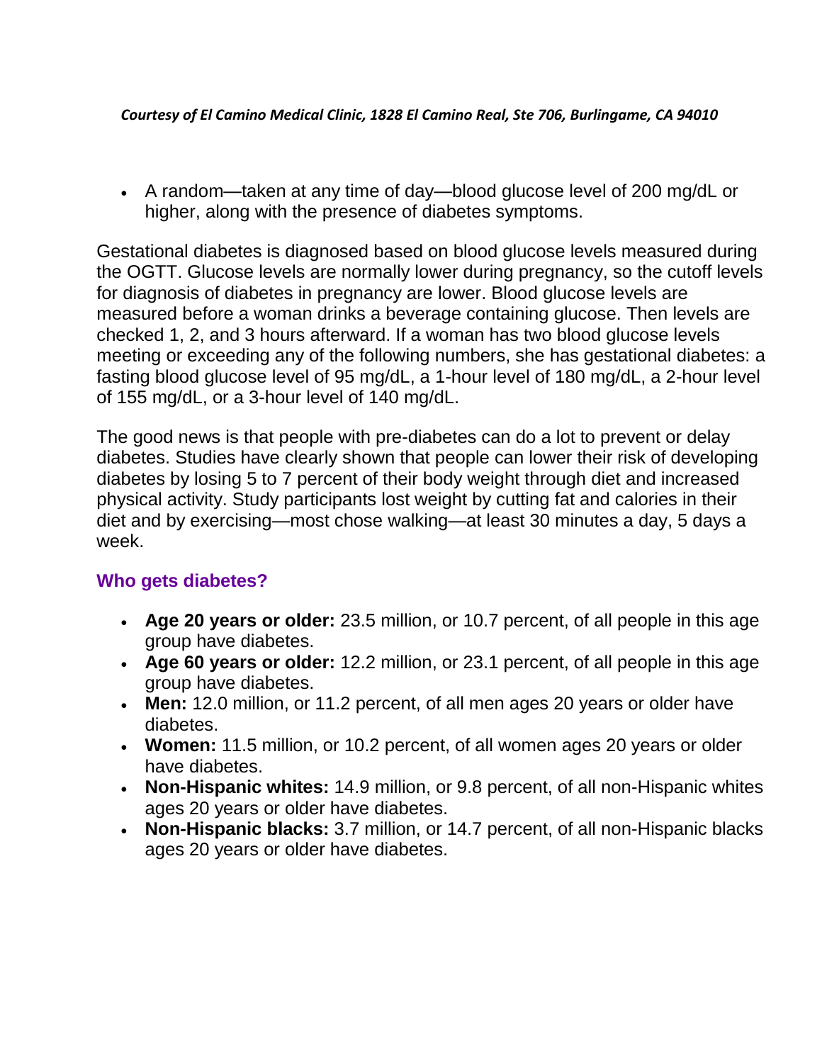- A random—taken at any time of day—blood glucose level of 200 mg/dL or higher, along with the presence of diabetes symptoms.

Gestational diabetes is diagnosed based on blood glucose levels measured during the OGTT. Glucose levels are normally lower during pregnancy, so the cutoff levels for diagnosis of diabetes in pregnancy are lower. Blood glucose levels are measured before a woman drinks a beverage containing glucose. Then levels are checked 1, 2, and 3 hours afterward. If a woman has two blood glucose levels meeting or exceeding any of the following numbers, she has gestational diabetes: a fasting blood glucose level of 95 mg/dL, a 1-hour level of 180 mg/dL, a 2-hour level of 155 mg/dL, or a 3-hour level of 140 mg/dL.

The good news is that people with pre-diabetes can do a lot to prevent or delay diabetes. Studies have clearly shown that people can lower their risk of developing diabetes by losing 5 to 7 percent of their body weight through diet and increased physical activity. Study participants lost weight by cutting fat and calories in their diet and by exercising—most chose walking—at least 30 minutes a day, 5 days a week.

## Who gets diabetes?

- **Age 20 years or older:** 23.5 million, or 10.7 percent, of all people in this age group have diabetes.
- **Age 60 years or older:** 12.2 million, or 23.1 percent, of all people in this age group have diabetes.
- **Men:** 12.0 million, or 11.2 percent, of all men ages 20 years or older have diabetes.
- **Women:** 11.5 million, or 10.2 percent, of all women ages 20 years or older have diabetes.
- **Non-Hispanic whites:** 14.9 million, or 9.8 percent, of all non-Hispanic whites ages 20 years or older have diabetes.
- **Non-Hispanic blacks:** 3.7 million, or 14.7 percent, of all non-Hispanic blacks ages 20 years or older have diabetes.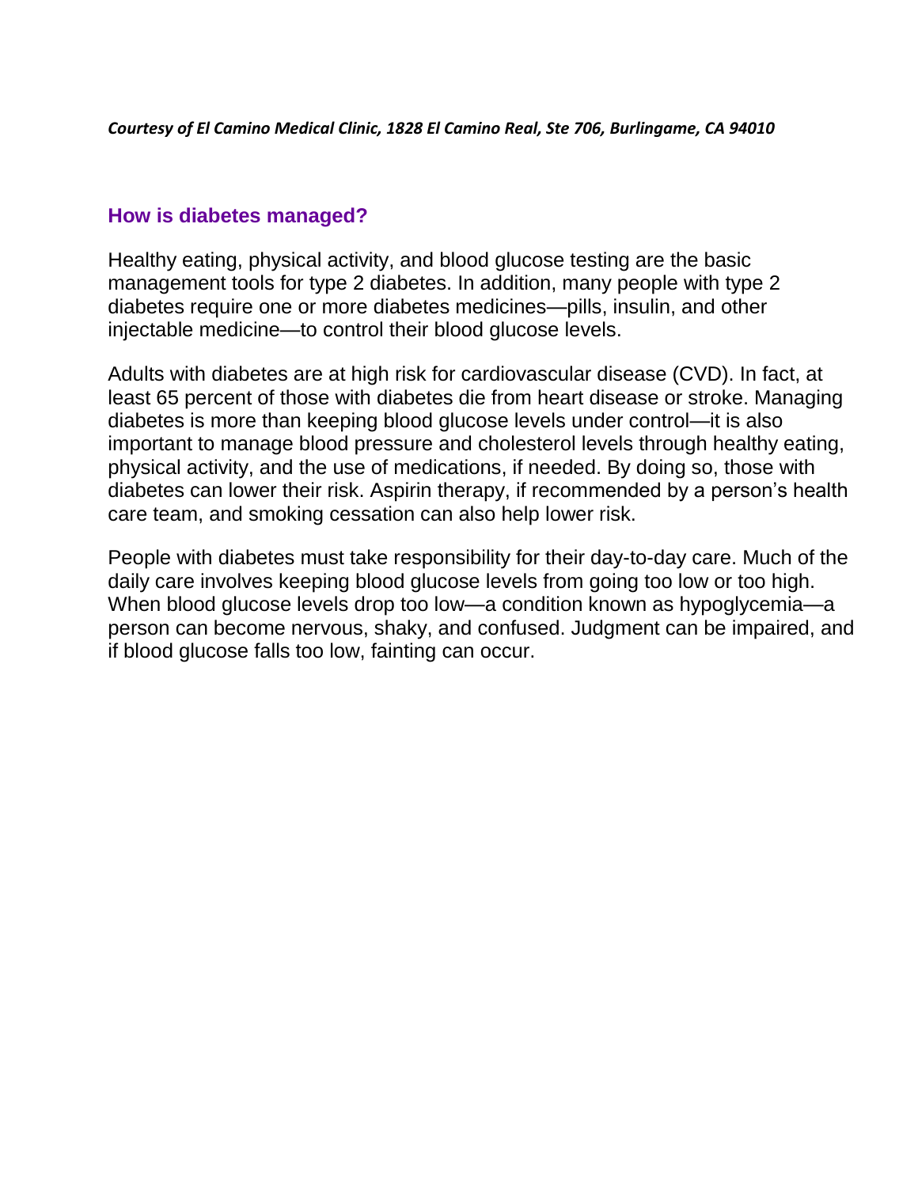*Courtesy of El Camino Medical Clinic, 1828 El Camino Real, Ste 706, Burlingame, CA 94010*

## How is diabetes managed?

Healthy eating, physical activity, and blood glucose testing are the basic management tools for type 2 diabetes. In addition, many people with type 2 diabetes require one or more diabetes medicines—pills, insulin, and other injectable medicine—to control their blood glucose levels.

Adults with diabetes are at high risk for cardiovascular disease (CVD). In fact, at least 65 percent of those with diabetes die from heart disease or stroke. Managing diabetes is more than keeping blood glucose levels under control—it is also important to manage blood pressure and cholesterol levels through healthy eating, physical activity, and the use of medications, if needed. By doing so, those with diabetes can lower their risk. Aspirin therapy, if recommended by a person's health care team, and smoking cessation can also help lower risk.

People with diabetes must take responsibility for their day-to-day care. Much of the daily care involves keeping blood glucose levels from going too low or too high. When blood glucose levels drop too low—a condition known as hypoglycemia—a person can become nervous, shaky, and confused. Judgment can be impaired, and if blood glucose falls too low, fainting can occur.